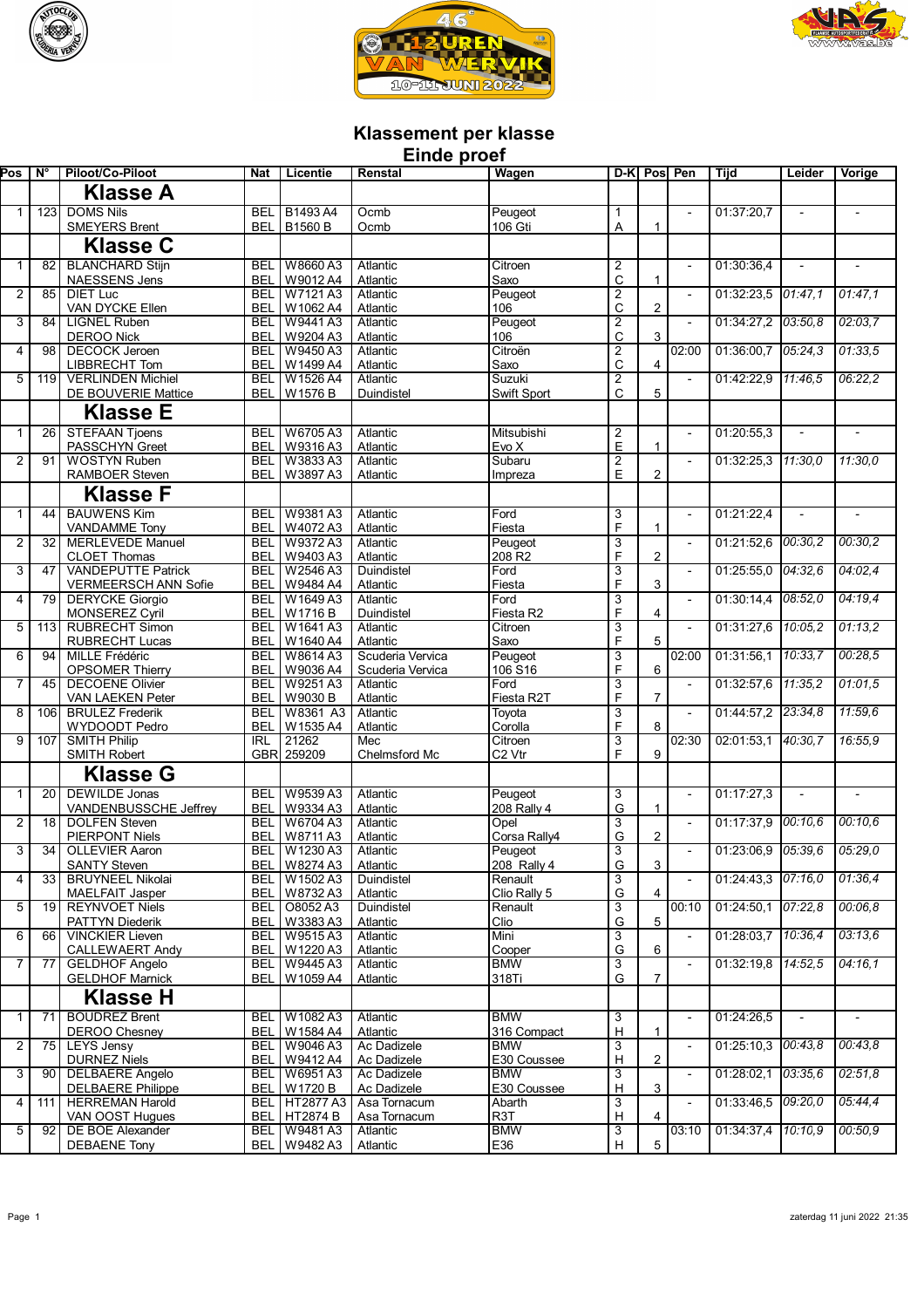# Klassement per klasse
## Einde proef

| Pos | N° | Piloot/Co-Piloot | Nat | Licentie | Renstal | Wagen | D-K | Pos | Pen | Tijd | Leider | Vorige |
|---|---|---|---|---|---|---|---|---|---|---|---|---|
| | | **Klasse A** | | | | | | | | | | |
| 1 | 123 | DOMS Nils<br>SMEYERS Brent | BEL<br>BEL | B1493 A4<br>B1560 B | Ocmb<br>Ocmb | Peugeot<br>106 Gti | 1<br>A | 1 | - | 01:37:20,7 | - | - |
| | | **Klasse C** | | | | | | | | | | |
| 1 | 82 | BLANCHARD Stijn<br>NAESSENS Jens | BEL<br>BEL | W8660 A3<br>W9012 A4 | Atlantic<br>Atlantic | Citroen<br>Saxo | 2<br>C | 1 | - | 01:30:36,4 | - | - |
| 2 | 85 | DIET Luc<br>VAN DYCKE Ellen | BEL<br>BEL | W7121 A3<br>W1062 A4 | Atlantic<br>Atlantic | Peugeot<br>106 | 2<br>C | 2 | - | 01:32:23,5 | *01:47,1* | *01:47,1* |
| 3 | 84 | LIGNEL Ruben<br>DEROO Nick | BEL<br>BEL | W9441 A3<br>W9204 A3 | Atlantic<br>Atlantic | Peugeot<br>106 | 2<br>C | 3 | - | 01:34:27,2 | *03:50,8* | *02:03,7* |
| 4 | 98 | DECOCK Jeroen<br>LIBBRECHT Tom | BEL<br>BEL | W9450 A3<br>W1499 A4 | Atlantic<br>Atlantic | Citroën<br>Saxo | 2<br>C | 4 | 02:00 | 01:36:00,7 | *05:24,3* | *01:33,5* |
| 5 | 119 | VERLINDEN Michiel<br>DE BOUVERIE Mattice | BEL<br>BEL | W1526 A4<br>W1576 B | Atlantic<br>Duindistel | Suzuki<br>Swift Sport | 2<br>C | 5 | - | 01:42:22,9 | *11:46,5* | *06:22,2* |
| | | **Klasse E** | | | | | | | | | | |
| 1 | 26 | STEFAAN Tjoens<br>PASSCHYN Greet | BEL<br>BEL | W6705 A3<br>W9316 A3 | Atlantic<br>Atlantic | Mitsubishi<br>Evo X | 2<br>E | 1 | - | 01:20:55,3 | - | - |
| 2 | 91 | WOSTYN Ruben<br>RAMBOER Steven | BEL<br>BEL | W3833 A3<br>W3897 A3 | Atlantic<br>Atlantic | Subaru<br>Impreza | 2<br>E | 2 | - | 01:32:25,3 | *11:30,0* | *11:30,0* |
| | | **Klasse F** | | | | | | | | | | |
| 1 | 44 | BAUWENS Kim<br>VANDAMME Tony | BEL<br>BEL | W9381 A3<br>W4072 A3 | Atlantic<br>Atlantic | Ford<br>Fiesta | 3<br>F | 1 | - | 01:21:22,4 | - | - |
| 2 | 32 | MERLEVEDE Manuel<br>CLOET Thomas | BEL<br>BEL | W9372 A3<br>W9403 A3 | Atlantic<br>Atlantic | Peugeot<br>208 R2 | 3<br>F | 2 | - | 01:21:52,6 | *00:30,2* | *00:30,2* |
| 3 | 47 | VANDEPUTTE Patrick<br>VERMEERSCH ANN Sofie | BEL<br>BEL | W2546 A3<br>W9484 A4 | Duindistel<br>Atlantic | Ford<br>Fiesta | 3<br>F | 3 | - | 01:25:55,0 | *04:32,6* | *04:02,4* |
| 4 | 79 | DERYCKE Giorgio<br>MONSEREZ Cyril | BEL<br>BEL | W1649 A3<br>W1716 B | Atlantic<br>Duindistel | Ford<br>Fiesta R2 | 3<br>F | 4 | - | 01:30:14,4 | *08:52,0* | *04:19,4* |
| 5 | 113 | RUBRECHT Simon<br>RUBRECHT Lucas | BEL<br>BEL | W1641 A3<br>W1640 A4 | Atlantic<br>Atlantic | Citroen<br>Saxo | 3<br>F | 5 | - | 01:31:27,6 | *10:05,2* | *01:13,2* |
| 6 | 94 | MILLE Frédéric<br>OPSOMER Thierry | BEL<br>BEL | W8614 A3<br>W9036 A4 | Scuderia Vervica<br>Scuderia Vervica | Peugeot<br>106 S16 | 3<br>F | 6 | 02:00 | 01:31:56,1 | *10:33,7* | *00:28,5* |
| 7 | 45 | DECOENE Olivier<br>VAN LAEKEN Peter | BEL<br>BEL | W9251 A3<br>W9030 B | Atlantic<br>Atlantic | Ford<br>Fiesta R2T | 3<br>F | 7 | - | 01:32:57,6 | *11:35,2* | *01:01,5* |
| 8 | 106 | BRULEZ Frederik<br>WYDOODT Pedro | BEL<br>BEL | W8361 A3<br>W1535 A4 | Atlantic<br>Atlantic | Toyota<br>Corolla | 3<br>F | 8 | - | 01:44:57,2 | *23:34,8* | *11:59,6* |
| 9 | 107 | SMITH Philip<br>SMITH Robert | IRL<br>GBR | 21262<br>259209 | Mec<br>Chelmsford Mc | Citroen<br>C2 Vtr | 3<br>F | 9 | 02:30 | 02:01:53,1 | *40:30,7* | *16:55,9* |
| | | **Klasse G** | | | | | | | | | | |
| 1 | 20 | DEWILDE Jonas<br>VANDENBUSSCHE Jeffrey | BEL<br>BEL | W9539 A3<br>W9334 A3 | Atlantic<br>Atlantic | Peugeot<br>208 Rally 4 | 3<br>G | 1 | - | 01:17:27,3 | - | - |
| 2 | 18 | DOLFEN Steven<br>PIERPONT Niels | BEL<br>BEL | W6704 A3<br>W8711 A3 | Atlantic<br>Atlantic | Opel<br>Corsa Rally4 | 3<br>G | 2 | - | 01:17:37,9 | *00:10,6* | *00:10,6* |
| 3 | 34 | OLLEVIER Aaron<br>SANTY Steven | BEL<br>BEL | W1230 A3<br>W8274 A3 | Atlantic<br>Atlantic | Peugeot<br>208 Rally 4 | 3<br>G | 3 | - | 01:23:06,9 | *05:39,6* | *05:29,0* |
| 4 | 33 | BRUYNEEL Nikolai<br>MAELFAIT Jasper | BEL<br>BEL | W1502 A3<br>W8732 A3 | Duindistel<br>Atlantic | Renault<br>Clio Rally 5 | 3<br>G | 4 | - | 01:24:43,3 | *07:16,0* | *01:36,4* |
| 5 | 19 | REYNVOET Niels<br>PATTYN Diederik | BEL<br>BEL | O8052 A3<br>W3383 A3 | Duindistel<br>Atlantic | Renault<br>Clio | 3<br>G | 5 | 00:10 | 01:24:50,1 | *07:22,8* | *00:06,8* |
| 6 | 66 | VINCKIER Lieven<br>CALLEWAERT Andy | BEL<br>BEL | W9515 A3<br>W1220 A3 | Atlantic<br>Atlantic | Mini<br>Cooper | 3<br>G | 6 | - | 01:28:03,7 | *10:36,4* | *03:13,6* |
| 7 | 77 | GELDHOF Angelo<br>GELDHOF Marnick | BEL<br>BEL | W9445 A3<br>W1059 A4 | Atlantic<br>Atlantic | BMW<br>318Ti | 3<br>G | 7 | - | 01:32:19,8 | *14:52,5* | *04:16,1* |
| | | **Klasse H** | | | | | | | | | | |
| 1 | 71 | BOUDREZ Brent<br>DEROO Chesney | BEL<br>BEL | W1082 A3<br>W1584 A4 | Atlantic<br>Atlantic | BMW<br>316 Compact | 3<br>H | 1 | - | 01:24:26,5 | - | - |
| 2 | 75 | LEYS Jensy<br>DURNEZ Niels | BEL<br>BEL | W9046 A3<br>W9412 A4 | Ac Dadizele<br>Ac Dadizele | BMW<br>E30 Coussee | 3<br>H | 2 | - | 01:25:10,3 | *00:43,8* | *00:43,8* |
| 3 | 90 | DELBAERE Angelo<br>DELBAERE Philippe | BEL<br>BEL | W6951 A3<br>W1720 B | Ac Dadizele<br>Ac Dadizele | BMW<br>E30 Coussee | 3<br>H | 3 | - | 01:28:02,1 | *03:35,6* | *02:51,8* |
| 4 | 111 | HERREMAN Harold<br>VAN OOST Hugues | BEL<br>BEL | HT2877 A3<br>HT2874 B | Asa Tornacum<br>Asa Tornacum | Abarth<br>R3T | 3<br>H | 4 | - | 01:33:46,5 | *09:20,0* | *05:44,4* |
| 5 | 92 | DE BOE Alexander<br>DEBAENE Tony | BEL<br>BEL | W9481 A3<br>W9482 A3 | Atlantic<br>Atlantic | BMW<br>E36 | 3<br>H | 5 | 03:10 | 01:34:37,4 | *10:10,9* | *00:50,9* |

zaterdag 11 juni 2022 21:35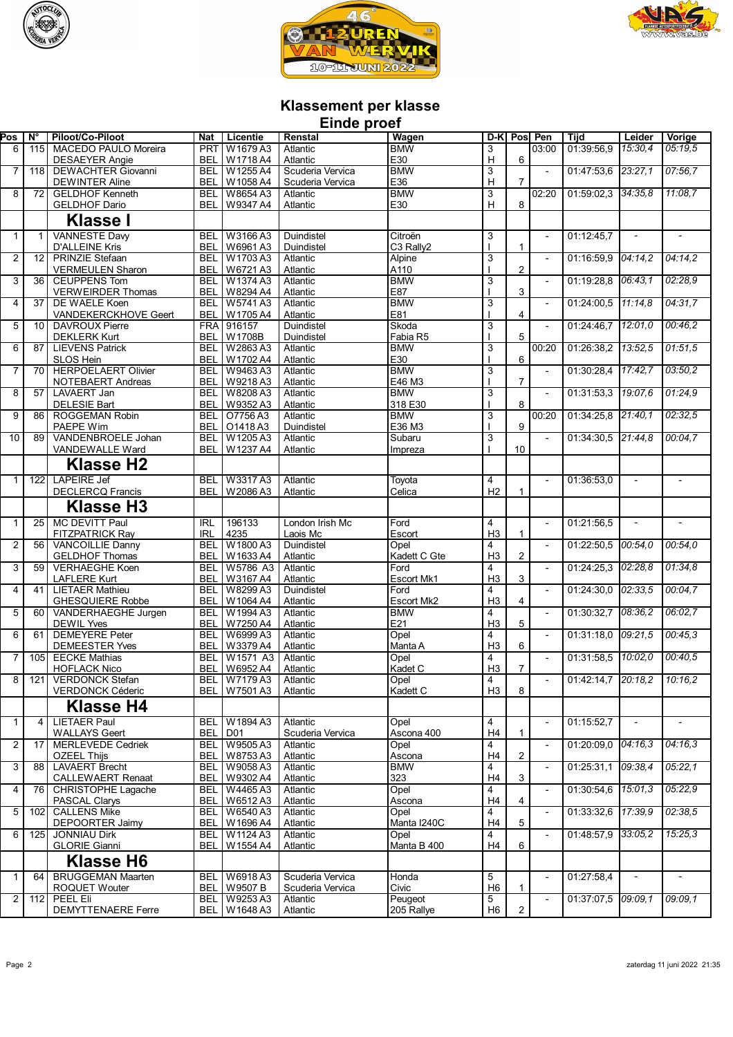## Klassement per klasse
## Einde proef

| Pos | N° | Piloot/Co-Piloot | Nat | Licentie | Renstal | Wagen | D-K | Pos | Pen | Tijd | Leider | Vorige |
|---|---|---|---|---|---|---|---|---|---|---|---|---|
| 6 | 115 | MACEDO PAULO Moreira<br>DESAEYER Angie | PRT<br>BEL | W1679 A3<br>W1718 A4 | Atlantic<br>Atlantic | BMW<br>E30 | 3<br>H | 6 | 03:00 | 01:39:56,9 | *15:30,4* | *05:19,5* |
| 7 | 118 | DEWACHTER Giovanni<br>DEWINTER Aline | BEL<br>BEL | W1255 A4<br>W1058 A4 | Scuderia Vervica<br>Scuderia Vervica | BMW<br>E36 | 3<br>H | 7 | - | 01:47:53,6 | *23:27,1* | *07:56,7* |
| 8 | 72 | GELDHOF Kenneth<br>GELDHOF Dario | BEL<br>BEL | W8654 A3<br>W9347 A4 | Atlantic<br>Atlantic | BMW<br>E30 | 3<br>H | 8 | 02:20 | 01:59:02,3 | *34:35,8* | *11:08,7* |
| | | **Klasse I** | | | | | | | | | | |
| 1 | 1 | VANNESTE Davy<br>D'ALLEINE Kris | BEL<br>BEL | W3166 A3<br>W6961 A3 | Duindistel<br>Duindistel | Citroën<br>C3 Rally2 | 3<br>I | 1 | - | 01:12:45,7 | - | - |
| 2 | 12 | PRINZIE Stefaan<br>VERMEULEN Sharon | BEL<br>BEL | W1703 A3<br>W6721 A3 | Atlantic<br>Atlantic | Alpine<br>A110 | 3<br>I | 2 | - | 01:16:59,9 | *04:14,2* | *04:14,2* |
| 3 | 36 | CEUPPENS Tom<br>VERWEIRDER Thomas | BEL<br>BEL | W1374 A3<br>W8294 A4 | Atlantic<br>Atlantic | BMW<br>E87 | 3<br>I | 3 | - | 01:19:28,8 | *06:43,1* | *02:28,9* |
| 4 | 37 | DE WAELE Koen<br>VANDEKERCKHOVE Geert | BEL<br>BEL | W5741 A3<br>W1705 A4 | Atlantic<br>Atlantic | BMW<br>E81 | 3<br>I | 4 | - | 01:24:00,5 | *11:14,8* | *04:31,7* |
| 5 | 10 | DAVROUX Pierre<br>DEKLERK Kurt | FRA<br>BEL | 916157<br>W1708B | Duindistel<br>Duindistel | Skoda<br>Fabia R5 | 3<br>I | 5 | - | 01:24:46,7 | *12:01,0* | *00:46,2* |
| 6 | 87 | LIEVENS Patrick<br>SLOS Hein | BEL<br>BEL | W2863 A3<br>W1702 A4 | Atlantic<br>Atlantic | BMW<br>E30 | 3<br>I | 6 | 00:20 | 01:26:38,2 | *13:52,5* | *01:51,5* |
| 7 | 70 | HERPOELAERT Olivier<br>NOTEBAERT Andreas | BEL<br>BEL | W9463 A3<br>W9218 A3 | Atlantic<br>Atlantic | BMW<br>E46 M3 | 3<br>I | 7 | - | 01:30:28,4 | *17:42,7* | *03:50,2* |
| 8 | 57 | LAVAERT Jan<br>DELESIE Bart | BEL<br>BEL | W8208 A3<br>W9352 A3 | Atlantic<br>Atlantic | BMW<br>318 E30 | 3<br>I | 8 | - | 01:31:53,3 | *19:07,6* | *01:24,9* |
| 9 | 86 | ROGGEMAN Robin<br>PAEPE Wim | BEL<br>BEL | O7756 A3<br>O1418 A3 | Atlantic<br>Duindistel | BMW<br>E36 M3 | 3<br>I | 9 | 00:20 | 01:34:25,8 | *21:40,1* | *02:32,5* |
| 10 | 89 | VANDENBROELE Johan<br>VANDEWALLE Ward | BEL<br>BEL | W1205 A3<br>W1237 A4 | Atlantic<br>Atlantic | Subaru<br>Impreza | 3<br>I | 10 | - | 01:34:30,5 | *21:44,8* | *00:04,7* |
| | | **Klasse H2** | | | | | | | | | | |
| 1 | 122 | LAPEIRE Jef<br>DECLERCQ Francis | BEL<br>BEL | W3317 A3<br>W2086 A3 | Atlantic<br>Atlantic | Toyota<br>Celica | 4<br>H2 | 1 | - | 01:36:53,0 | - | - |
| | | **Klasse H3** | | | | | | | | | | |
| 1 | 25 | MC DEVITT Paul<br>FITZPATRICK Ray | IRL<br>IRL | 196133<br>4235 | London Irish Mc<br>Laois Mc | Ford<br>Escort | 4<br>H3 | 1 | - | 01:21:56,5 | - | - |
| 2 | 56 | VANCOILLIE Danny<br>GELDHOF Thomas | BEL<br>BEL | W1800 A3<br>W1633 A4 | Duindistel<br>Atlantic | Opel<br>Kadett C Gte | 4<br>H3 | 2 | - | 01:22:50,5 | *00:54,0* | *00:54,0* |
| 3 | 59 | VERHAEGHE Koen<br>LAFLERE Kurt | BEL<br>BEL | W5786 A3<br>W3167 A4 | Atlantic<br>Atlantic | Ford<br>Escort Mk1 | 4<br>H3 | 3 | - | 01:24:25,3 | *02:28,8* | *01:34,8* |
| 4 | 41 | LIETAER Mathieu<br>GHESQUIERE Robbe | BEL<br>BEL | W8299 A3<br>W1064 A4 | Duindistel<br>Atlantic | Ford<br>Escort Mk2 | 4<br>H3 | 4 | - | 01:24:30,0 | *02:33,5* | *00:04,7* |
| 5 | 60 | VANDERHAEGHE Jurgen<br>DEWIL Yves | BEL<br>BEL | W1994 A3<br>W7250 A4 | Atlantic<br>Atlantic | BMW<br>E21 | 4<br>H3 | 5 | - | 01:30:32,7 | *08:36,2* | *06:02,7* |
| 6 | 61 | DEMEYERE Peter<br>DEMEESTER Yves | BEL<br>BEL | W6999 A3<br>W3379 A4 | Atlantic<br>Atlantic | Opel<br>Manta A | 4<br>H3 | 6 | - | 01:31:18,0 | *09:21,5* | *00:45,3* |
| 7 | 105 | EECKE Mathias<br>HOFLACK Nico | BEL<br>BEL | W1571 A3<br>W6952 A4 | Atlantic<br>Atlantic | Opel<br>Kadet C | 4<br>H3 | 7 | - | 01:31:58,5 | *10:02,0* | *00:40,5* |
| 8 | 121 | VERDONCK Stefan<br>VERDONCK Cédéric | BEL<br>BEL | W7179 A3<br>W7501 A3 | Atlantic<br>Atlantic | Opel<br>Kadett C | 4<br>H3 | 8 | - | 01:42:14,7 | *20:18,2* | *10:16,2* |
| | | **Klasse H4** | | | | | | | | | | |
| 1 | 4 | LIETAER Paul<br>WALLAYS Geert | BEL<br>BEL | W1894 A3<br>D01 | Atlantic<br>Scuderia Vervica | Opel<br>Ascona 400 | 4<br>H4 | 1 | - | 01:15:52,7 | - | - |
| 2 | 17 | MERLEVEDE Cedriek<br>OZEEL Thijs | BEL<br>BEL | W9505 A3<br>W8753 A3 | Atlantic<br>Atlantic | Opel<br>Ascona | 4<br>H4 | 2 | - | 01:20:09,0 | *04:16,3* | *04:16,3* |
| 3 | 88 | LAVAERT Brecht<br>CALLEWAERT Renaat | BEL<br>BEL | W9058 A3<br>W9302 A4 | Atlantic<br>Atlantic | BMW<br>323 | 4<br>H4 | 3 | - | 01:25:31,1 | *09:38,4* | *05:22,1* |
| 4 | 76 | CHRISTOPHE Lagache<br>PASCAL Clarys | BEL<br>BEL | W4465 A3<br>W6512 A3 | Atlantic<br>Atlantic | Opel<br>Ascona | 4<br>H4 | 4 | - | 01:30:54,6 | *15:01,3* | *05:22,9* |
| 5 | 102 | CALLENS Mike<br>DEPOORTER Jaimy | BEL<br>BEL | W6540 A3<br>W1696 A4 | Atlantic<br>Atlantic | Opel<br>Manta I240C | 4<br>H4 | 5 | - | 01:33:32,6 | *17:39,9* | *02:38,5* |
| 6 | 125 | JONNIAU Dirk<br>GLORIE Gianni | BEL<br>BEL | W1124 A3<br>W1554 A4 | Atlantic<br>Atlantic | Opel<br>Manta B 400 | 4<br>H4 | 6 | - | 01:48:57,9 | *33:05,2* | *15:25,3* |
| | | **Klasse H6** | | | | | | | | | | |
| 1 | 64 | BRUGGEMAN Maarten<br>ROQUET Wouter | BEL<br>BEL | W6918 A3<br>W9507 B | Scuderia Vervica<br>Scuderia Vervica | Honda<br>Civic | 5<br>H6 | 1 | - | 01:27:58,4 | - | - |
| 2 | 112 | PEEL Eli<br>DEMYTTENAERE Ferre | BEL<br>BEL | W9253 A3<br>W1648 A4 | Atlantic<br>Atlantic | Peugeot<br>205 Rallye | 5<br>H6 | 2 | - | 01:37:07,5 | *09:09,1* | *09:09,1* |

zaterdag 11 juni 2022 21:35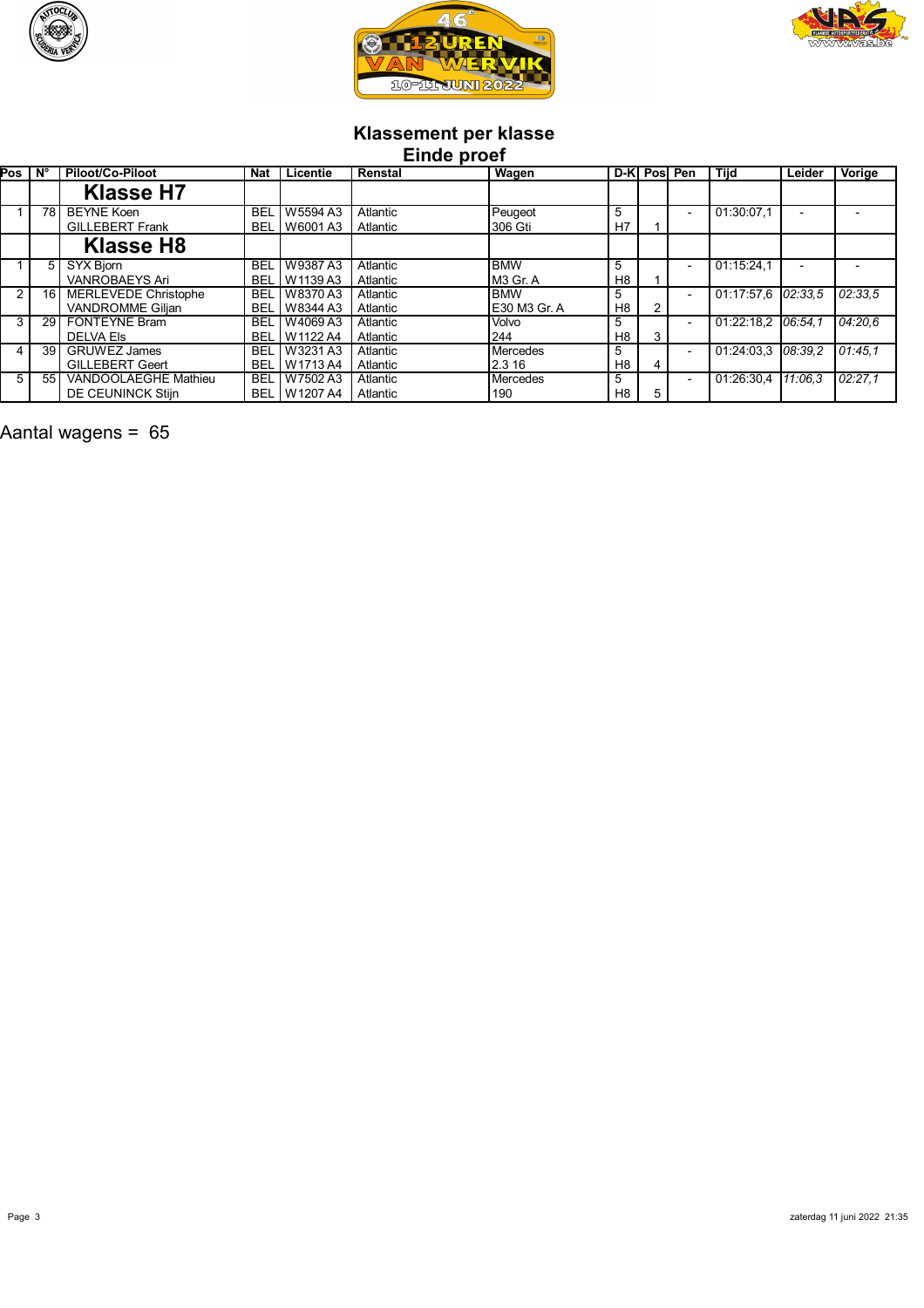## Klassement per klasse
## Einde proef

| Pos | N° | Piloot/Co-Piloot | Nat | Licentie | Renstal | Wagen | D-K | Pos | Pen | Tijd | Leider | Vorige |
|---|---|---|---|---|---|---|---|---|---|---|---|---|
| | | **Klasse H7** | | | | | | | | | | |
| 1 | 78 | BEYNE Koen<br>GILLEBERT Frank | BEL<br>BEL | W5594 A3<br>W6001 A3 | Atlantic<br>Atlantic | Peugeot<br>306 Gti | 5<br>H7 | 1 | - | 01:30:07,1 | - | - |
| | | **Klasse H8** | | | | | | | | | | |
| 1 | 5 | SYX Bjorn<br>VANROBAEYS Ari | BEL<br>BEL | W9387 A3<br>W1139 A3 | Atlantic<br>Atlantic | BMW<br>M3 Gr. A | 5<br>H8 | 1 | - | 01:15:24,1 | - | - |
| 2 | 16 | MERLEVEDE Christophe<br>VANDROMME Giljan | BEL<br>BEL | W8370 A3<br>W8344 A3 | Atlantic<br>Atlantic | BMW<br>E30 M3 Gr. A | 5<br>H8 | 2 | - | 01:17:57,6 | *02:33,5* | *02:33,5* |
| 3 | 29 | FONTEYNE Bram<br>DELVA Els | BEL<br>BEL | W4069 A3<br>W1122 A4 | Atlantic<br>Atlantic | Volvo<br>244 | 5<br>H8 | 3 | - | 01:22:18,2 | *06:54,1* | *04:20,6* |
| 4 | 39 | GRUWEZ James<br>GILLEBERT Geert | BEL<br>BEL | W3231 A3<br>W1713 A4 | Atlantic<br>Atlantic | Mercedes<br>2.3 16 | 5<br>H8 | 4 | - | 01:24:03,3 | *08:39,2* | *01:45,1* |
| 5 | 55 | VANDOOLAEGHE Mathieu<br>DE CEUNINCK Stijn | BEL<br>BEL | W7502 A3<br>W1207 A4 | Atlantic<br>Atlantic | Mercedes<br>190 | 5<br>H8 | 5 | - | 01:26:30,4 | *11:06,3* | *02:27,1* |

Aantal wagens = 65

zaterdag 11 juni 2022 21:35